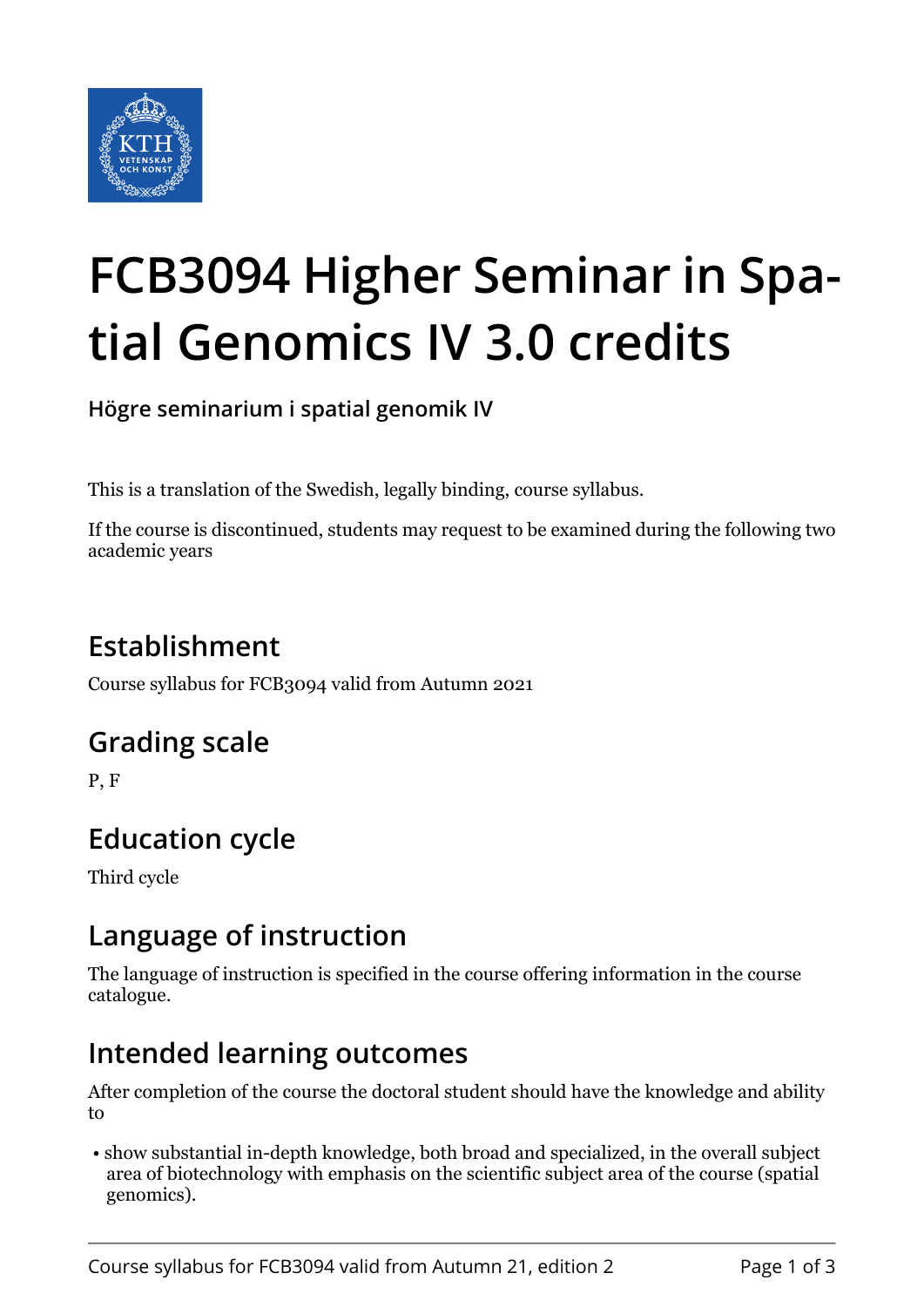# FCB3094 Higher Seminar in Spatial Genomics IV 3.0 credits

**Högre seminarium i spatial genomik IV**

This is a translation of the Swedish, legally binding, course syllabus.

If the course is discontinued, students may request to be examined during the following two academic years

## Establishment

Course syllabus for FCB3094 valid from Autumn 2021

## Grading scale

P, F

## Education cycle

Third cycle

## Language of instruction

The language of instruction is specified in the course offering information in the course catalogue.

## Intended learning outcomes

After completion of the course the doctoral student should have the knowledge and ability to

- show substantial in-depth knowledge, both broad and specialized, in the overall subject area of biotechnology with emphasis on the scientific subject area of the course (spatial genomics).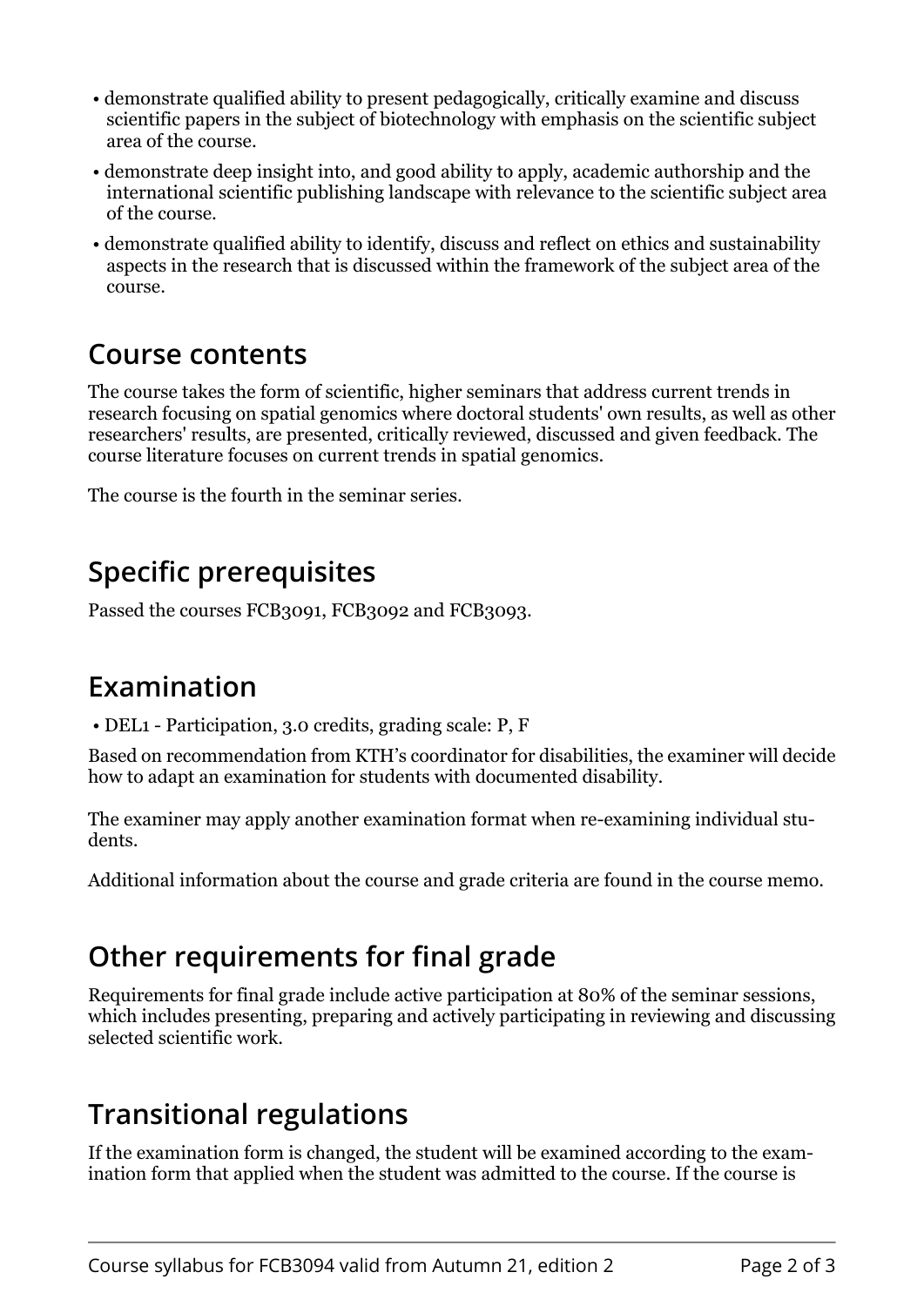- demonstrate qualified ability to present pedagogically, critically examine and discuss scientific papers in the subject of biotechnology with emphasis on the scientific subject area of the course.
- demonstrate deep insight into, and good ability to apply, academic authorship and the international scientific publishing landscape with relevance to the scientific subject area of the course.
- demonstrate qualified ability to identify, discuss and reflect on ethics and sustainability aspects in the research that is discussed within the framework of the subject area of the course.

## Course contents

The course takes the form of scientific, higher seminars that address current trends in research focusing on spatial genomics where doctoral students' own results, as well as other researchers' results, are presented, critically reviewed, discussed and given feedback. The course literature focuses on current trends in spatial genomics.

The course is the fourth in the seminar series.

## Specific prerequisites

Passed the courses FCB3091, FCB3092 and FCB3093.

## Examination

- DEL1 - Participation, 3.0 credits, grading scale: P, F

Based on recommendation from KTH's coordinator for disabilities, the examiner will decide how to adapt an examination for students with documented disability.

The examiner may apply another examination format when re-examining individual students.

Additional information about the course and grade criteria are found in the course memo.

## Other requirements for final grade

Requirements for final grade include active participation at 80% of the seminar sessions, which includes presenting, preparing and actively participating in reviewing and discussing selected scientific work.

## Transitional regulations

If the examination form is changed, the student will be examined according to the examination form that applied when the student was admitted to the course. If the course is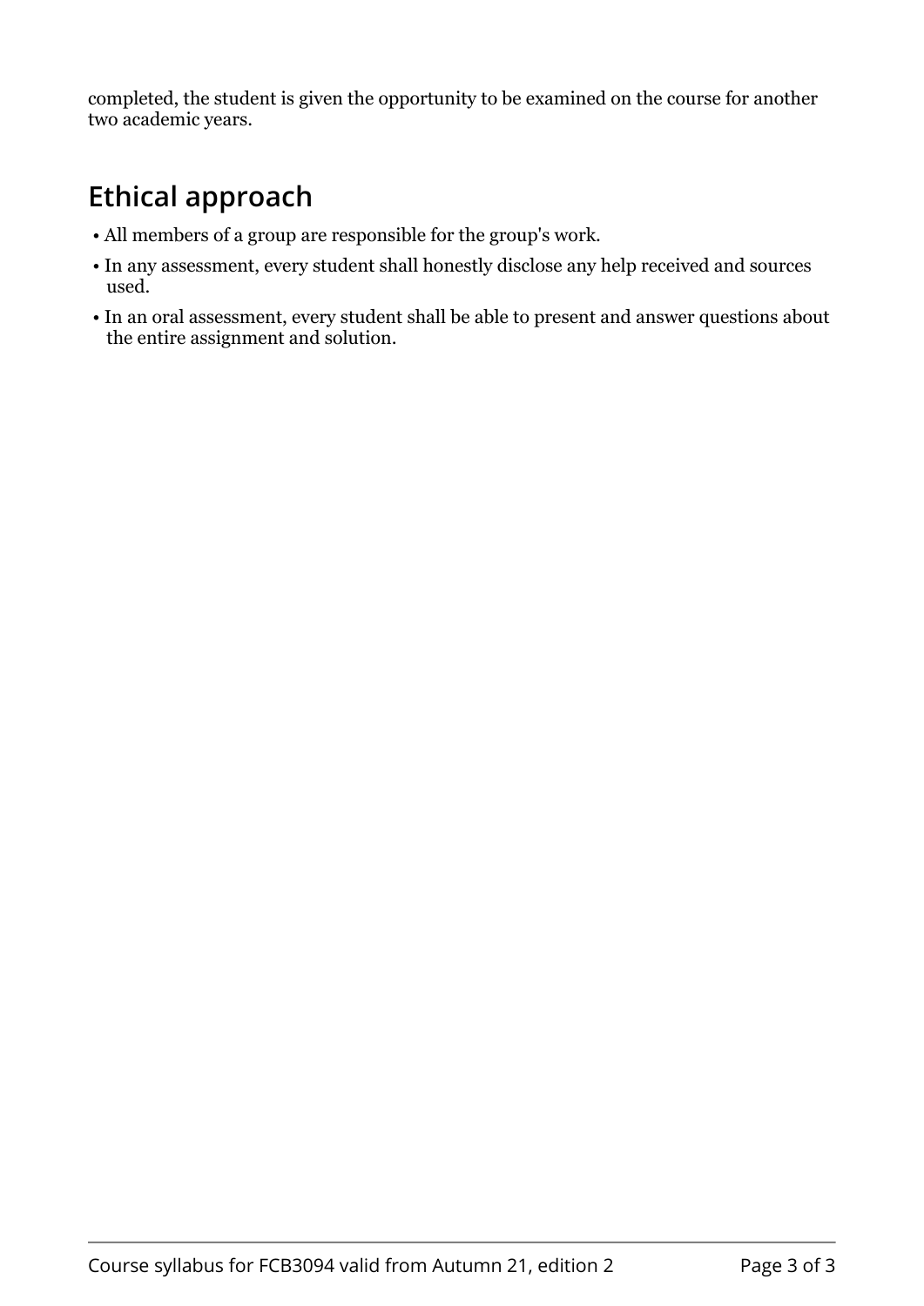completed, the student is given the opportunity to be examined on the course for another two academic years.

## Ethical approach

- All members of a group are responsible for the group's work.
- In any assessment, every student shall honestly disclose any help received and sources used.
- In an oral assessment, every student shall be able to present and answer questions about the entire assignment and solution.